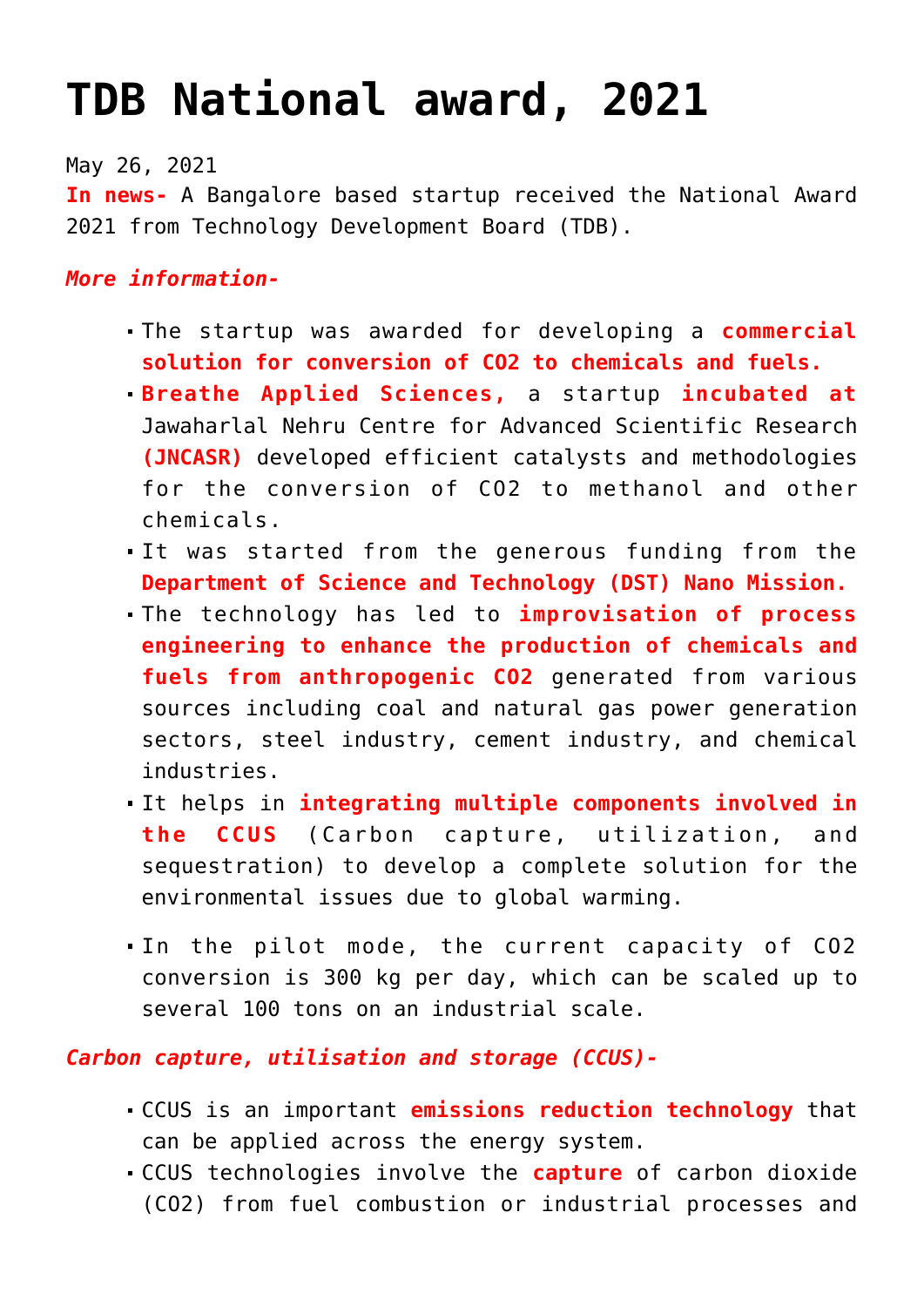# TDB National award, 2021

May 26, 2021

**In news-** A Bangalore based startup received the National Award 2021 from Technology Development Board (TDB).

***More information-***

- The startup was awarded for developing a **commercial solution for conversion of $CO_2$ to chemicals and fuels.**
- **Breathe Applied Sciences,** a startup **incubated at** Jawaharlal Nehru Centre for Advanced Scientific Research **(JNCASR)** developed efficient catalysts and methodologies for the conversion of $CO_2$ to methanol and other chemicals.
- It was started from the generous funding from the **Department of Science and Technology (DST) Nano Mission.**
- The technology has led to **improvisation of process engineering to enhance the production of chemicals and fuels from anthropogenic $CO_2$** generated from various sources including coal and natural gas power generation sectors, steel industry, cement industry, and chemical industries.
- It helps in **integrating multiple components involved in the CCUS** (Carbon capture, utilization, and sequestration) to develop a complete solution for the environmental issues due to global warming.
- In the pilot mode, the current capacity of $CO_2$ conversion is 300 kg per day, which can be scaled up to several 100 tons on an industrial scale.

***Carbon capture, utilisation and storage (CCUS)-***

- CCUS is an important **emissions reduction technology** that can be applied across the energy system.
- CCUS technologies involve the **capture** of carbon dioxide ($CO_2$) from fuel combustion or industrial processes and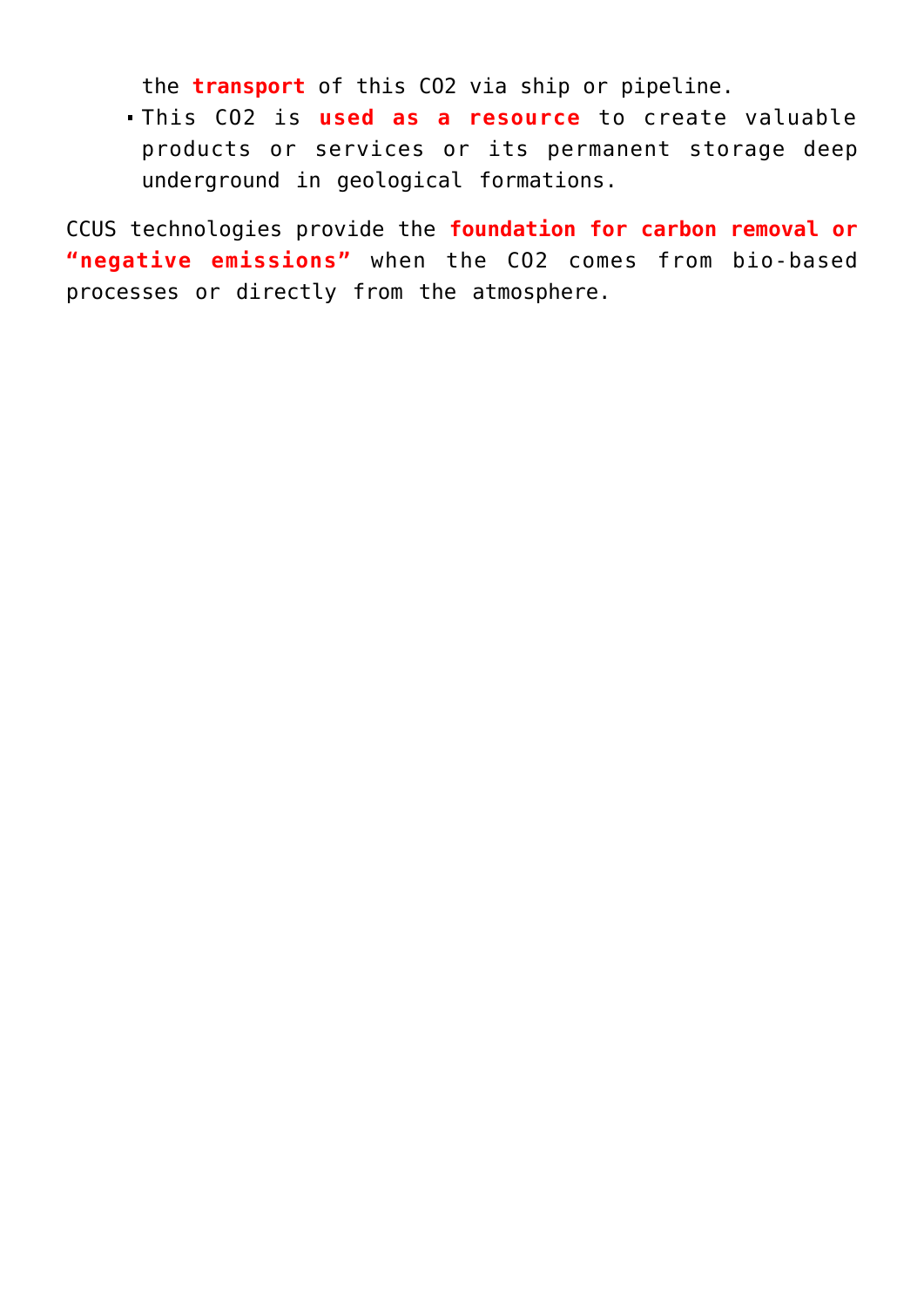the **transport** of this $CO_2$ via ship or pipeline.

- This $CO_2$ is **used as a resource** to create valuable products or services or its permanent storage deep underground in geological formations.

CCUS technologies provide the **foundation for carbon removal or “negative emissions”** when the $CO_2$ comes from bio-based processes or directly from the atmosphere.